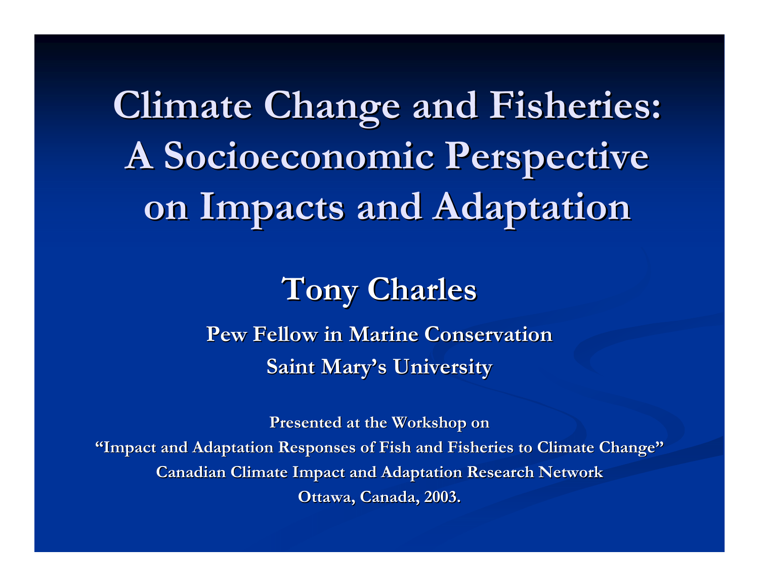# Climate Change and Fisheries: A Socioeconomic Perspective on Impacts and Adaptation

## Tony Charles

**Pew Fellow in Marine Conservation**

**Saint Mary's University**

**Presented at the Workshop on**
**"Impact and Adaptation Responses of Fish and Fisheries to Climate Change"**
**Canadian Climate Impact and Adaptation Research Network**
**Ottawa, Canada, 2003.**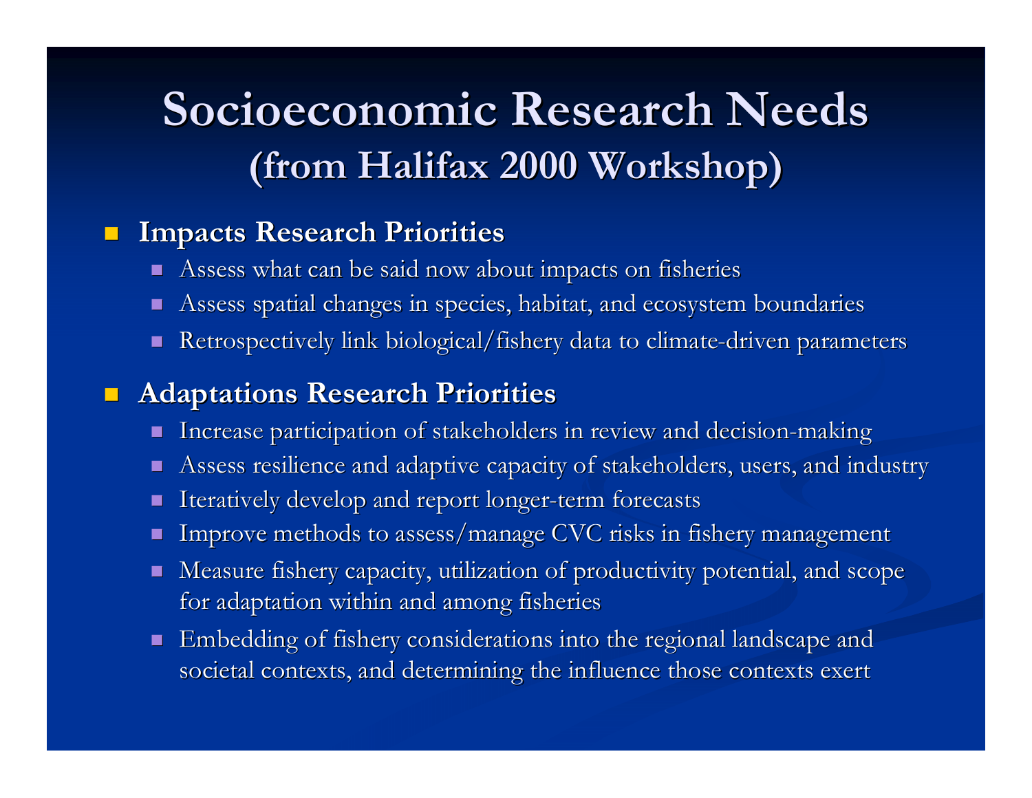# Socioeconomic Research Needs
## (from Halifax 2000 Workshop)

- **Impacts Research Priorities**
  - Assess what can be said now about impacts on fisheries
  - Assess spatial changes in species, habitat, and ecosystem boundaries
  - Retrospectively link biological/fishery data to climate-driven parameters
- **Adaptations Research Priorities**
  - Increase participation of stakeholders in review and decision-making
  - Assess resilience and adaptive capacity of stakeholders, users, and industry
  - Iteratively develop and report longer-term forecasts
  - Improve methods to assess/manage CVC risks in fishery management
  - Measure fishery capacity, utilization of productivity potential, and scope for adaptation within and among fisheries
  - Embedding of fishery considerations into the regional landscape and societal contexts, and determining the influence those contexts exert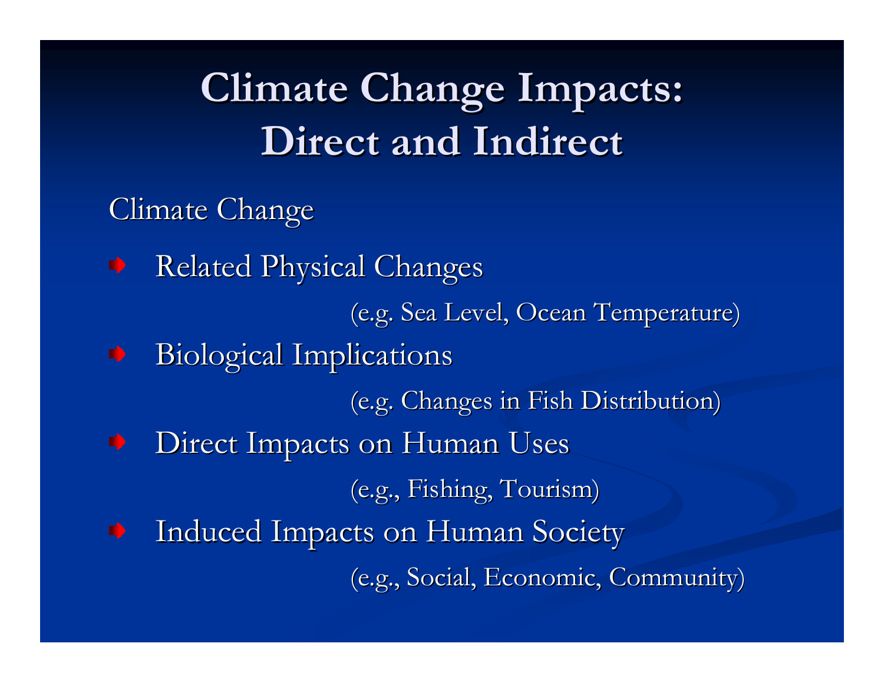# Climate Change Impacts: Direct and Indirect

Climate Change

- Related Physical Changes

  (e.g. Sea Level, Ocean Temperature)

- Biological Implications

  (e.g. Changes in Fish Distribution)

- Direct Impacts on Human Uses

  (e.g., Fishing, Tourism)

- Induced Impacts on Human Society

  (e.g., Social, Economic, Community)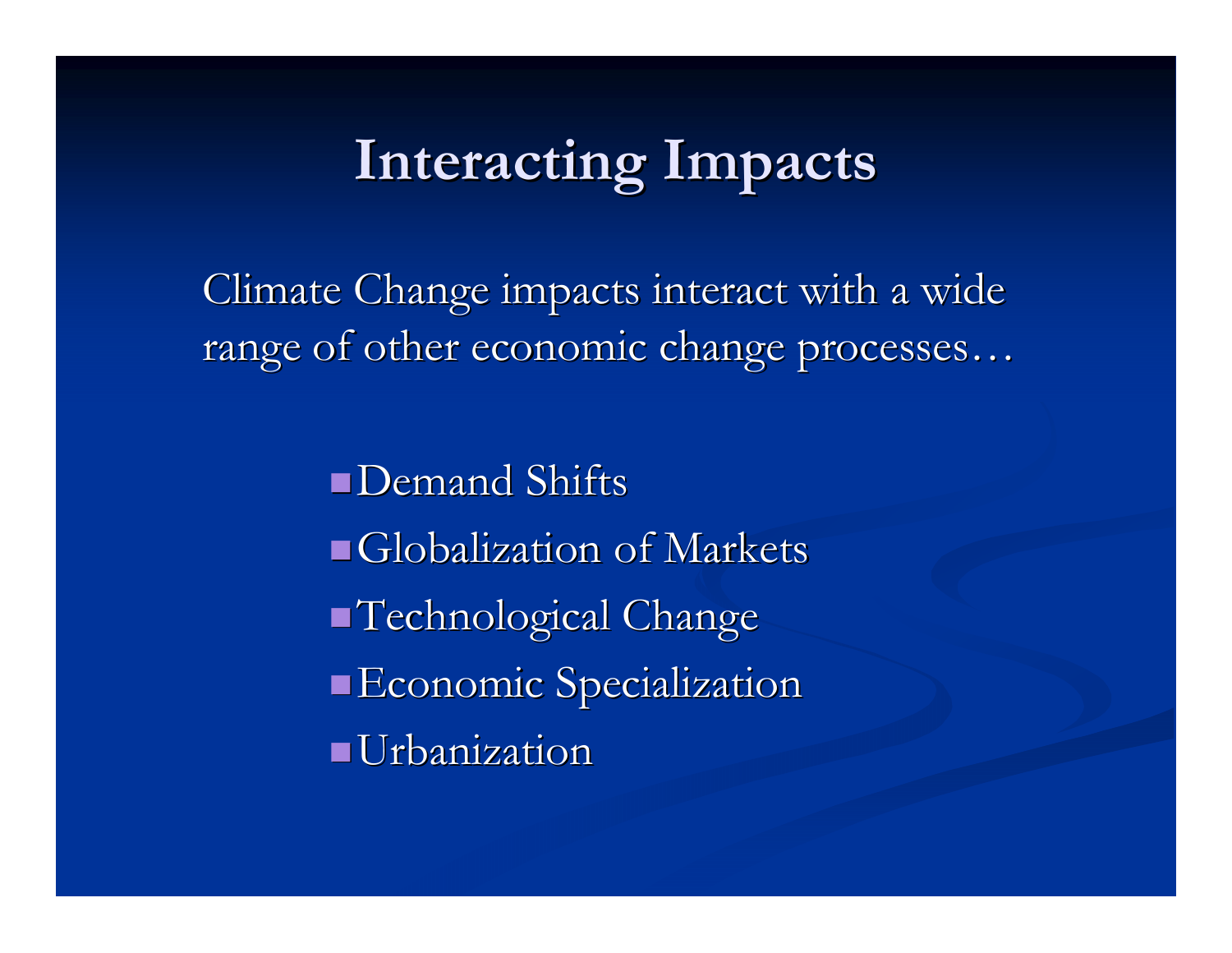# Interacting Impacts

Climate Change impacts interact with a wide range of other economic change processes…

- Demand Shifts
- Globalization of Markets
- Technological Change
- Economic Specialization
- Urbanization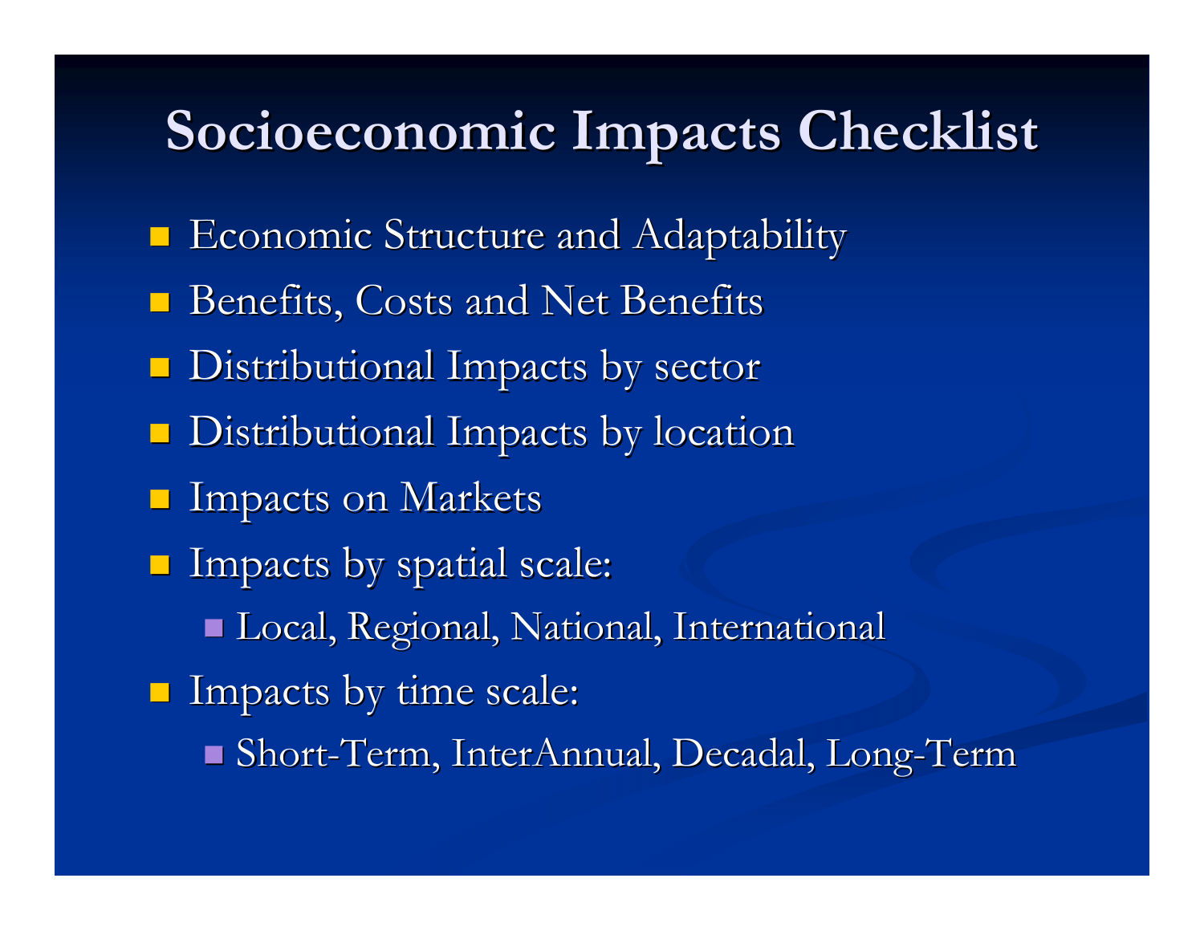# Socioeconomic Impacts Checklist

- Economic Structure and Adaptability
- Benefits, Costs and Net Benefits
- Distributional Impacts by sector
- Distributional Impacts by location
- Impacts on Markets
- Impacts by spatial scale:
  - Local, Regional, National, International
- Impacts by time scale:
  - Short-Term, InterAnnual, Decadal, Long-Term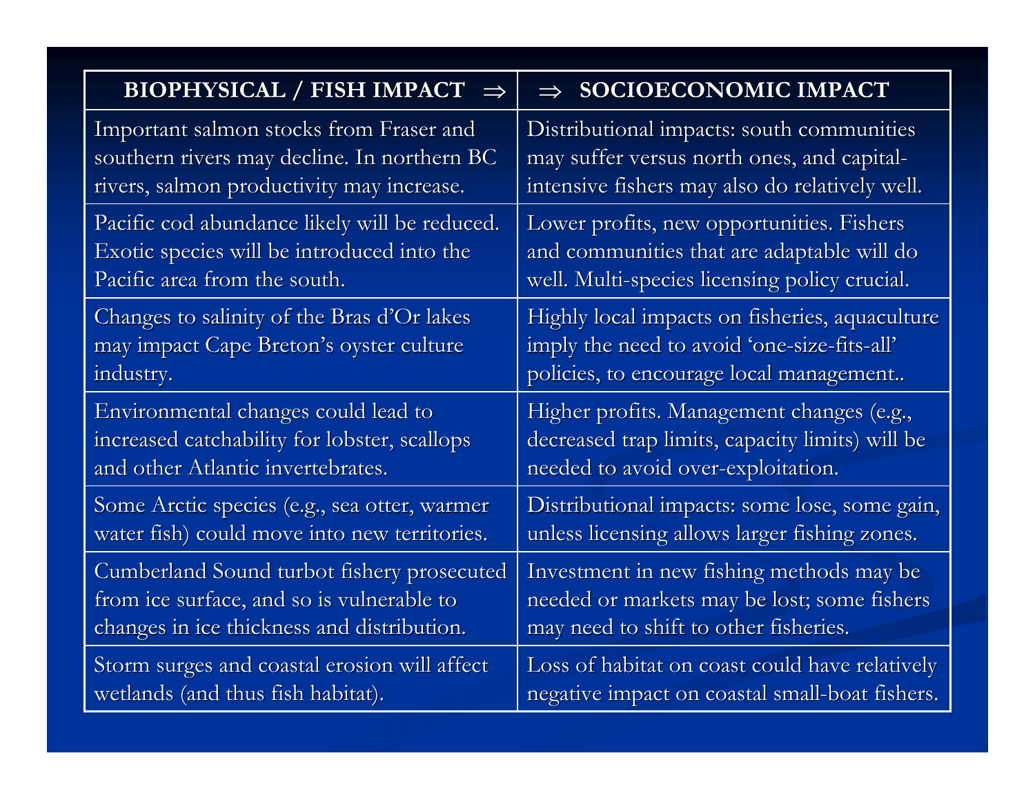| BIOPHYSICAL / FISH IMPACT ⇒ | ⇒ SOCIOECONOMIC IMPACT |
|---|---|
| Important salmon stocks from Fraser and southern rivers may decline. In northern BC rivers, salmon productivity may increase. | Distributional impacts: south communities may suffer versus north ones, and capital-intensive fishers may also do relatively well. |
| Pacific cod abundance likely will be reduced. Exotic species will be introduced into the Pacific area from the south. | Lower profits, new opportunities. Fishers and communities that are adaptable will do well. Multi-species licensing policy crucial. |
| Changes to salinity of the Bras d'Or lakes may impact Cape Breton's oyster culture industry. | Highly local impacts on fisheries, aquaculture imply the need to avoid 'one-size-fits-all' policies, to encourage local management.. |
| Environmental changes could lead to increased catchability for lobster, scallops and other Atlantic invertebrates. | Higher profits. Management changes (e.g., decreased trap limits, capacity limits) will be needed to avoid over-exploitation. |
| Some Arctic species (e.g., sea otter, warmer water fish) could move into new territories. | Distributional impacts: some lose, some gain, unless licensing allows larger fishing zones. |
| Cumberland Sound turbot fishery prosecuted from ice surface, and so is vulnerable to changes in ice thickness and distribution. | Investment in new fishing methods may be needed or markets may be lost; some fishers may need to shift to other fisheries. |
| Storm surges and coastal erosion will affect wetlands (and thus fish habitat). | Loss of habitat on coast could have relatively negative impact on coastal small-boat fishers. |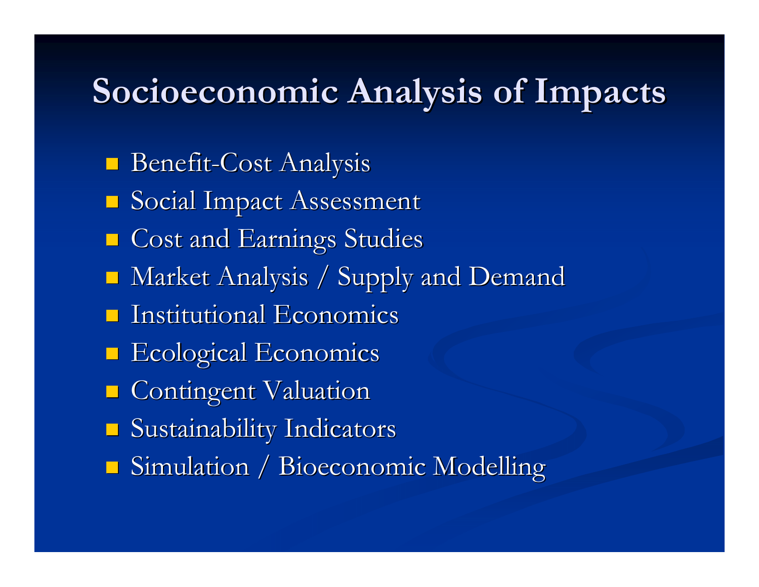# Socioeconomic Analysis of Impacts

- Benefit-Cost Analysis
- Social Impact Assessment
- Cost and Earnings Studies
- Market Analysis / Supply and Demand
- Institutional Economics
- Ecological Economics
- Contingent Valuation
- Sustainability Indicators
- Simulation / Bioeconomic Modelling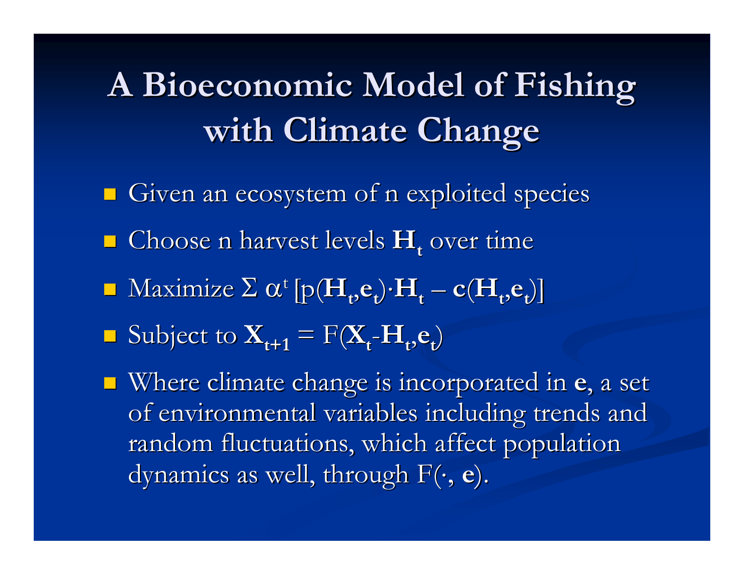# A Bioeconomic Model of Fishing with Climate Change

- Given an ecosystem of n exploited species
- Choose n harvest levels $\mathbf{H}_t$ over time
- Maximize $\Sigma\ \alpha^t\,[p(\mathbf{H}_t,\mathbf{e}_t)\cdot\mathbf{H}_t - \mathbf{c}(\mathbf{H}_t,\mathbf{e}_t)]$
- Subject to $\mathbf{X}_{t+1} = F(\mathbf{X}_t\text{-}\mathbf{H}_t,\mathbf{e}_t)$
- Where climate change is incorporated in **e**, a set of environmental variables including trends and random fluctuations, which affect population dynamics as well, through $F(\cdot, \mathbf{e})$.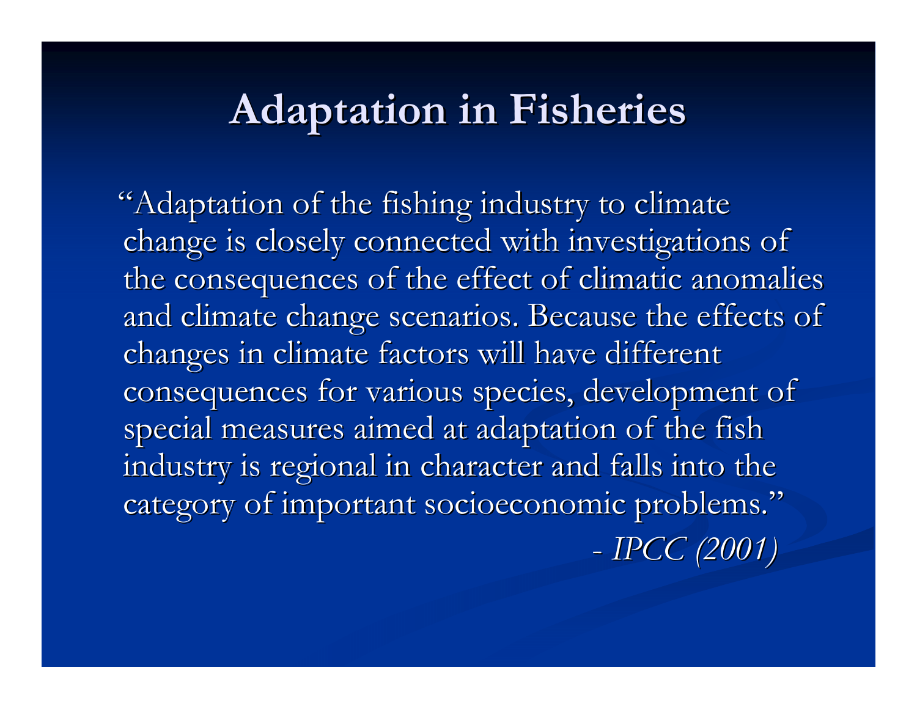# Adaptation in Fisheries

"Adaptation of the fishing industry to climate change is closely connected with investigations of the consequences of the effect of climatic anomalies and climate change scenarios. Because the effects of changes in climate factors will have different consequences for various species, development of special measures aimed at adaptation of the fish industry is regional in character and falls into the category of important socioeconomic problems."

*- IPCC (2001)*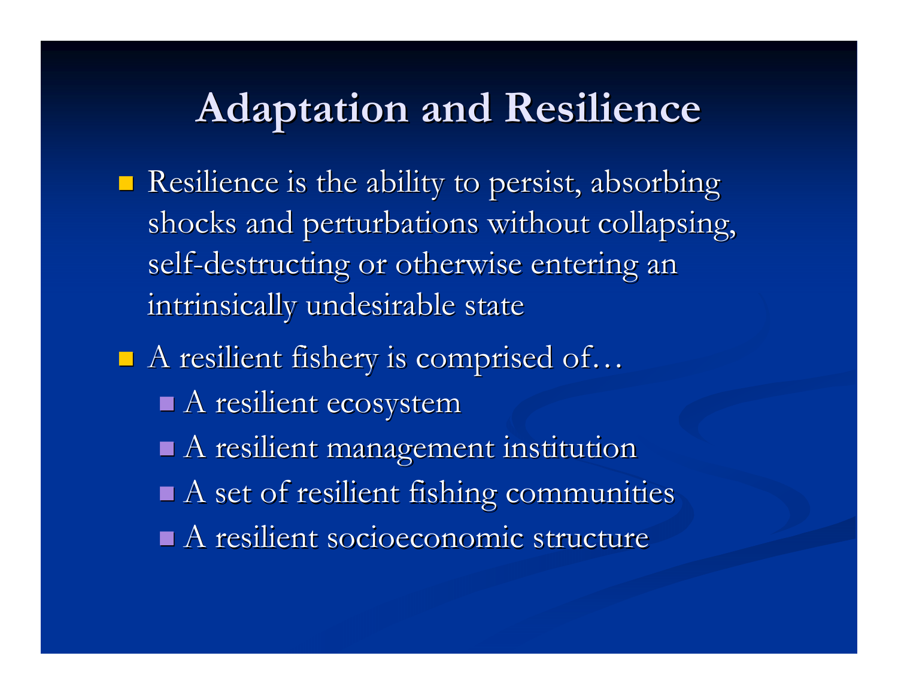# Adaptation and Resilience

- Resilience is the ability to persist, absorbing shocks and perturbations without collapsing, self-destructing or otherwise entering an intrinsically undesirable state
- A resilient fishery is comprised of…
  - A resilient ecosystem
  - A resilient management institution
  - A set of resilient fishing communities
  - A resilient socioeconomic structure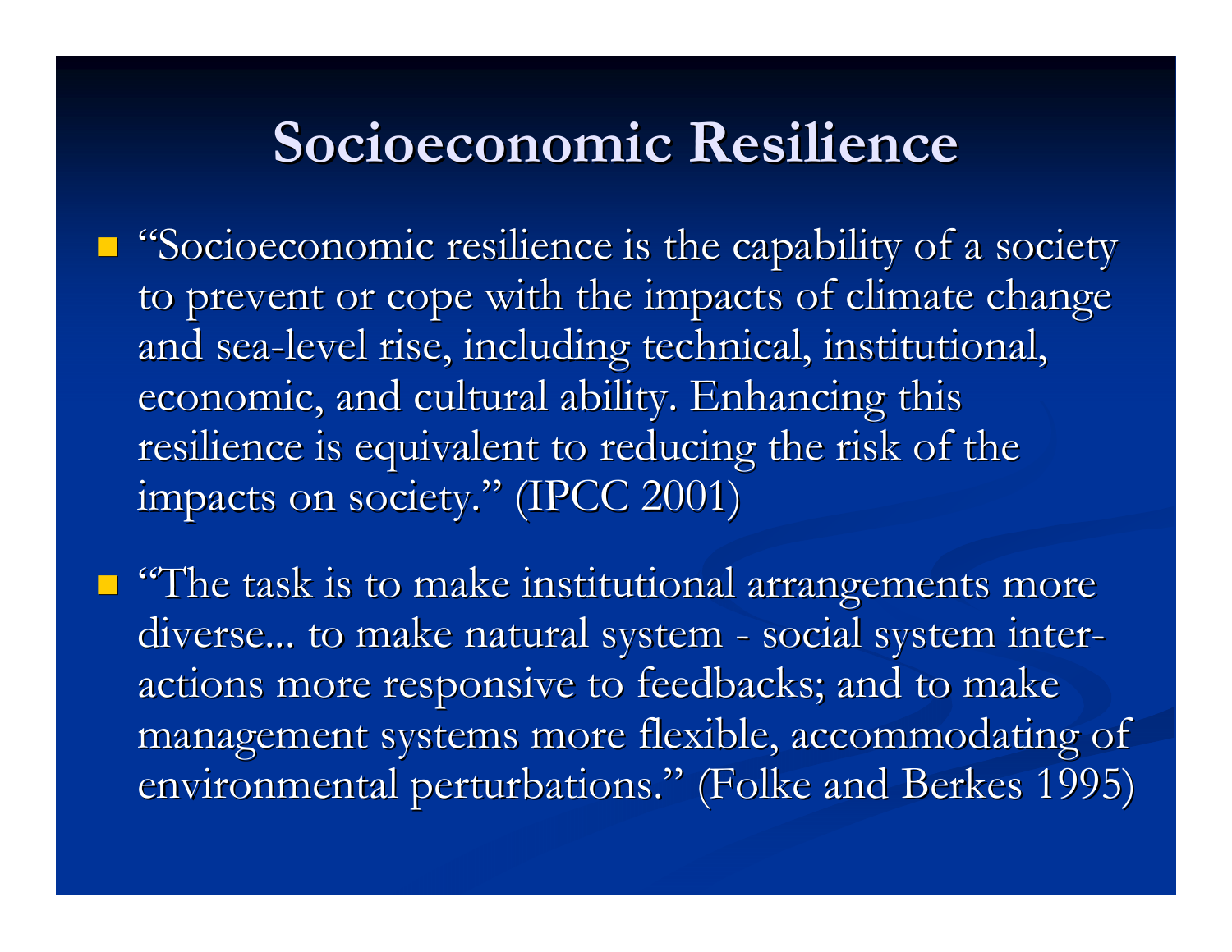# Socioeconomic Resilience

- "Socioeconomic resilience is the capability of a society to prevent or cope with the impacts of climate change and sea-level rise, including technical, institutional, economic, and cultural ability. Enhancing this resilience is equivalent to reducing the risk of the impacts on society." (IPCC 2001)
- "The task is to make institutional arrangements more diverse... to make natural system - social system inter-actions more responsive to feedbacks; and to make management systems more flexible, accommodating of environmental perturbations." (Folke and Berkes 1995)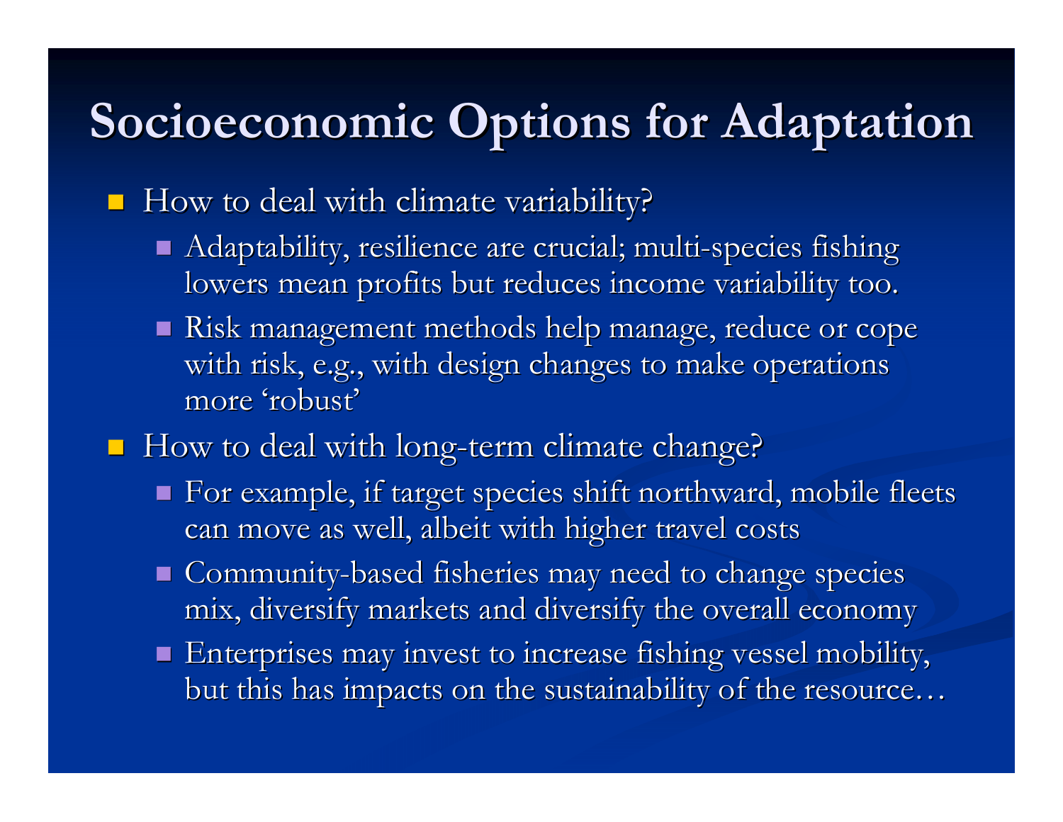# Socioeconomic Options for Adaptation

- How to deal with climate variability?
  - Adaptability, resilience are crucial; multi-species fishing lowers mean profits but reduces income variability too.
  - Risk management methods help manage, reduce or cope with risk, e.g., with design changes to make operations more 'robust'
- How to deal with long-term climate change?
  - For example, if target species shift northward, mobile fleets can move as well, albeit with higher travel costs
  - Community-based fisheries may need to change species mix, diversify markets and diversify the overall economy
  - Enterprises may invest to increase fishing vessel mobility, but this has impacts on the sustainability of the resource…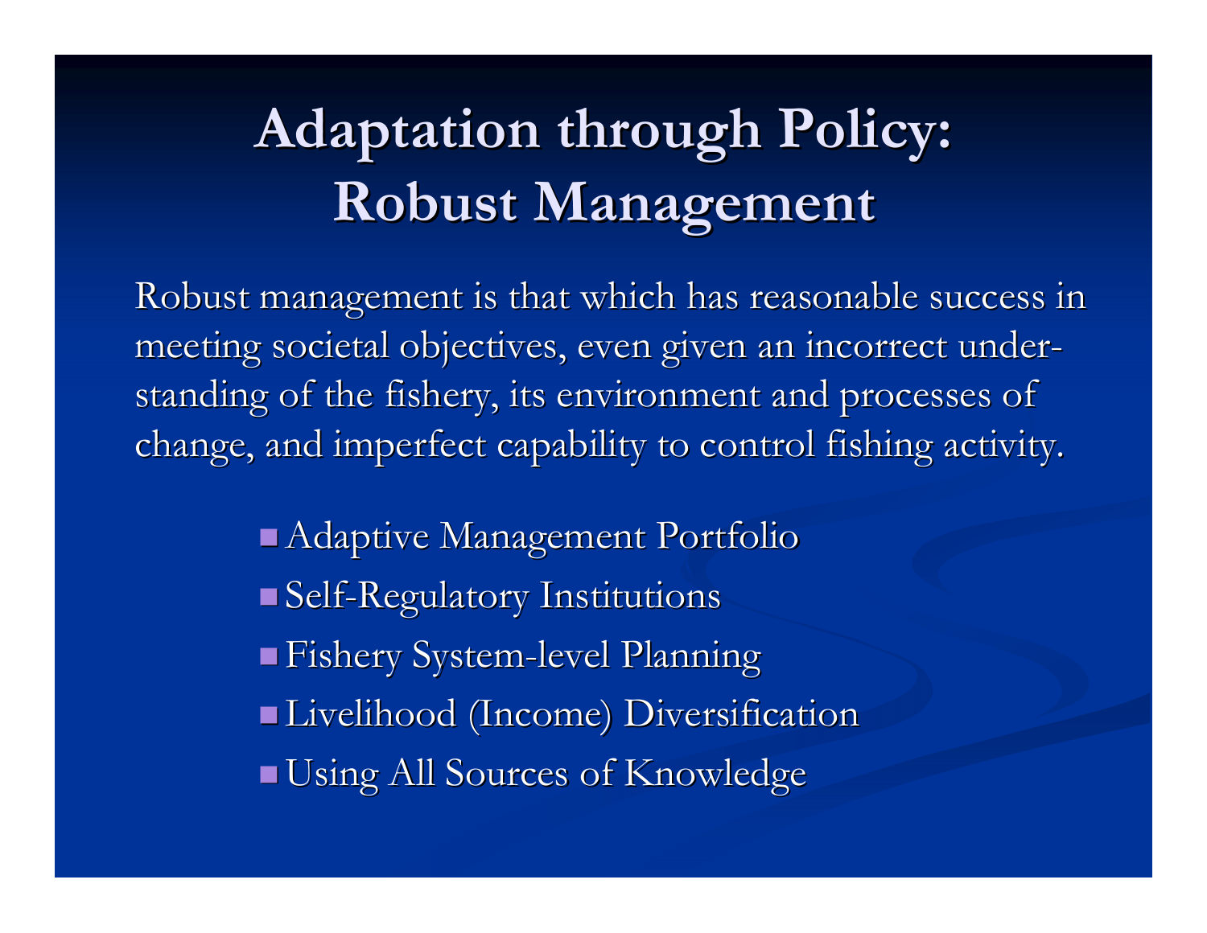# Adaptation through Policy: Robust Management

Robust management is that which has reasonable success in meeting societal objectives, even given an incorrect understanding of the fishery, its environment and processes of change, and imperfect capability to control fishing activity.

- Adaptive Management Portfolio
- Self-Regulatory Institutions
- Fishery System-level Planning
- Livelihood (Income) Diversification
- Using All Sources of Knowledge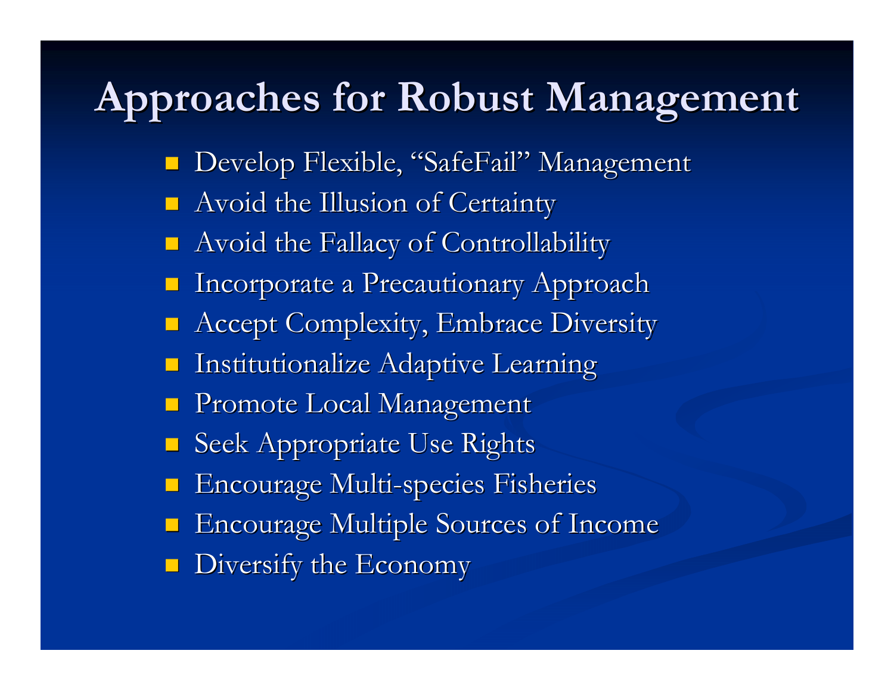# Approaches for Robust Management

- Develop Flexible, "SafeFail" Management
- Avoid the Illusion of Certainty
- Avoid the Fallacy of Controllability
- Incorporate a Precautionary Approach
- Accept Complexity, Embrace Diversity
- Institutionalize Adaptive Learning
- Promote Local Management
- Seek Appropriate Use Rights
- Encourage Multi-species Fisheries
- Encourage Multiple Sources of Income
- Diversify the Economy